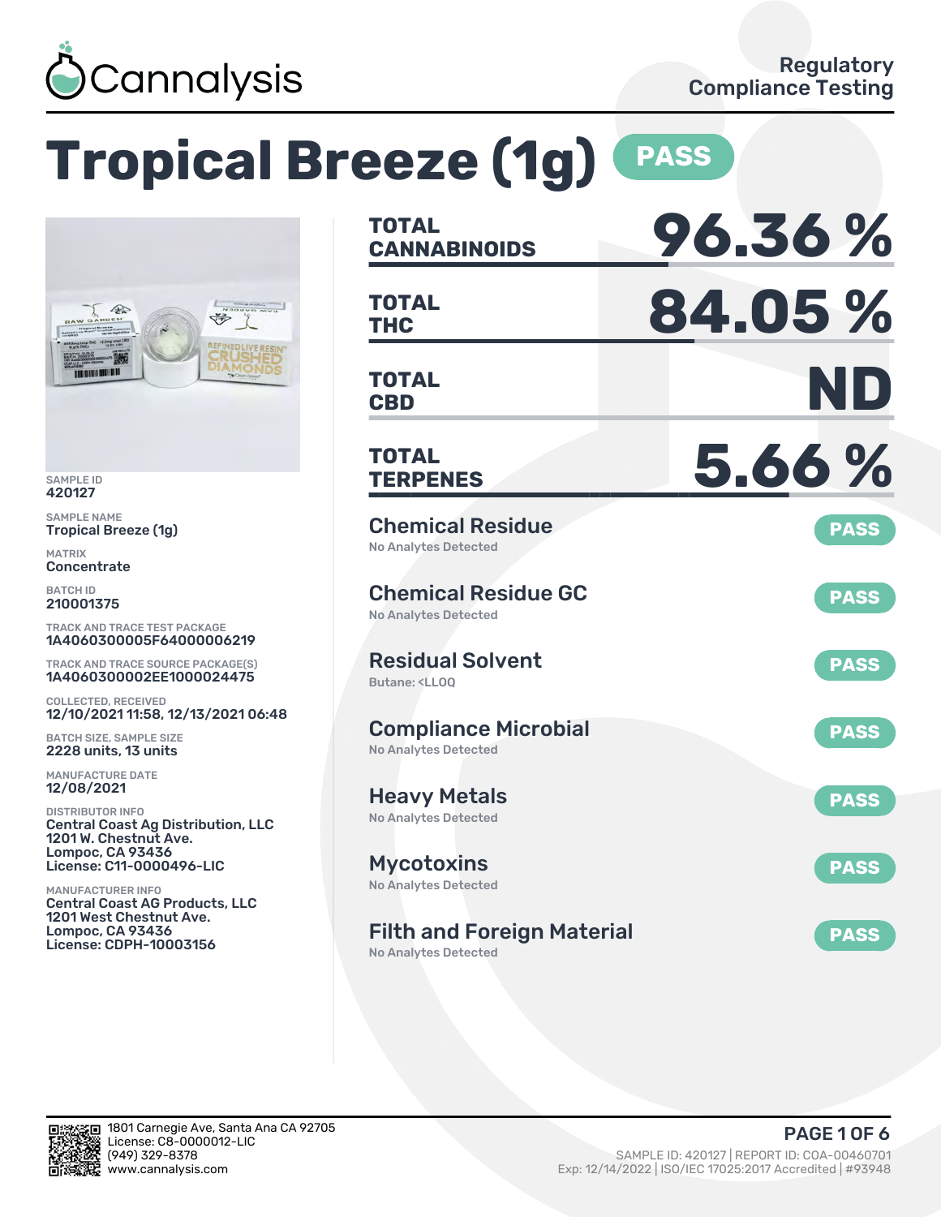# Cannalysis

Regulatory Compliance Testing

# Tropical Breeze (1g) PASS

SAMPLE ID
420127

SAMPLE NAME
Tropical Breeze (1g)

MATRIX
Concentrate

BATCH ID
210001375

TRACK AND TRACE TEST PACKAGE
1A4060300005F64000006219

TRACK AND TRACE SOURCE PACKAGE(S)
1A4060300002EE1000024475

COLLECTED, RECEIVED
12/10/2021 11:58, 12/13/2021 06:48

BATCH SIZE, SAMPLE SIZE
2228 units, 13 units

MANUFACTURE DATE
12/08/2021

DISTRIBUTOR INFO
Central Coast Ag Distribution, LLC
1201 W. Chestnut Ave.
Lompoc, CA 93436
License: C11-0000496-LIC

MANUFACTURER INFO
Central Coast AG Products, LLC
1201 West Chestnut Ave.
Lompoc, CA 93436
License: CDPH-10003156

| | |
|---|---|
| TOTAL CANNABINOIDS | 96.36 % |
| TOTAL THC | 84.05 % |
| TOTAL CBD | ND |
| TOTAL TERPENES | 5.66 % |

| Test | Result | Status |
|---|---|---|
| Chemical Residue | No Analytes Detected | PASS |
| Chemical Residue GC | No Analytes Detected | PASS |
| Residual Solvent | Butane: <LLOQ | PASS |
| Compliance Microbial | No Analytes Detected | PASS |
| Heavy Metals | No Analytes Detected | PASS |
| Mycotoxins | No Analytes Detected | PASS |
| Filth and Foreign Material | No Analytes Detected | PASS |

1801 Carnegie Ave, Santa Ana CA 92705
License: C8-0000012-LIC
(949) 329-8378
www.cannalysis.com

SAMPLE ID: 420127 | REPORT ID: COA-00460701
Exp: 12/14/2022 | ISO/IEC 17025:2017 Accredited | #93948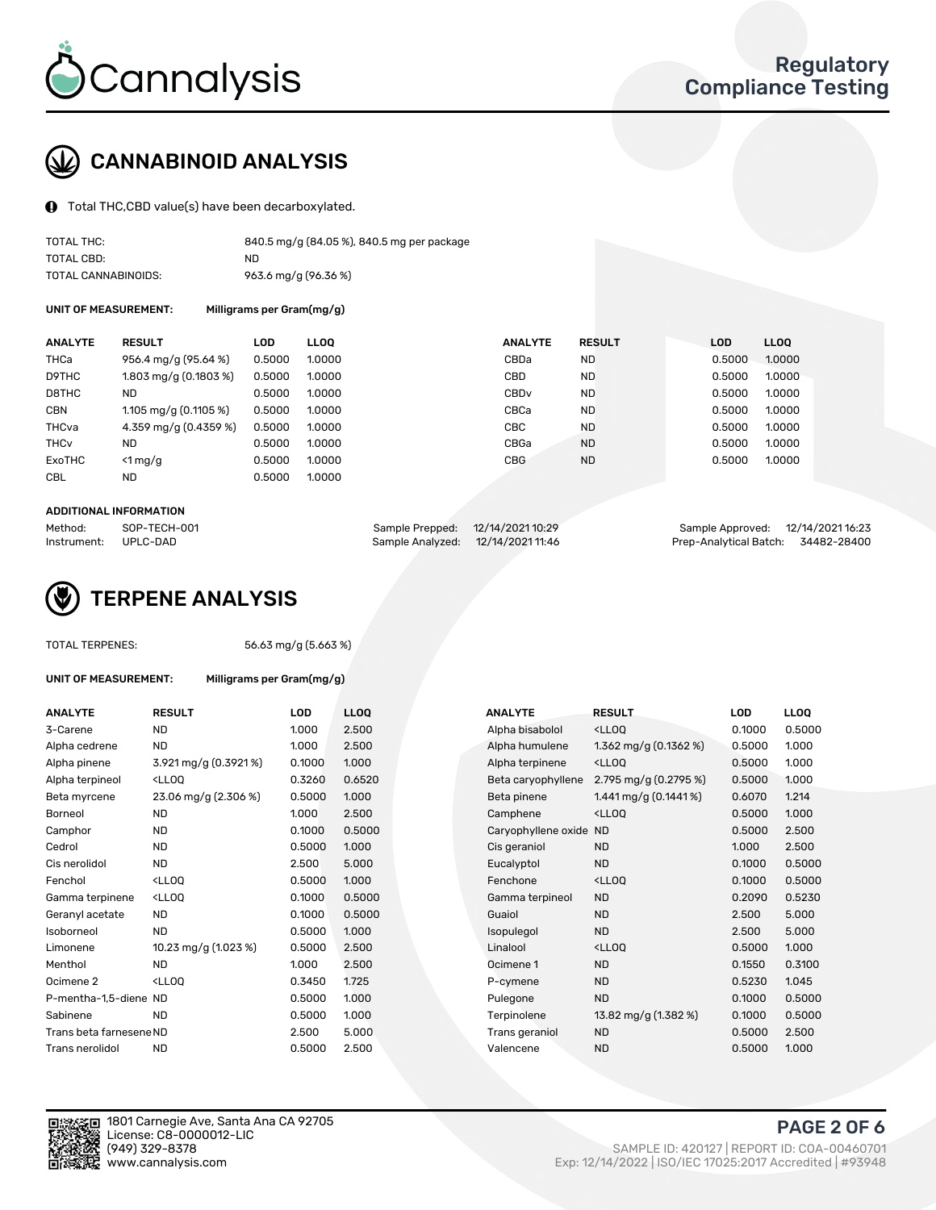Cannalysis

Regulatory Compliance Testing

## CANNABINOID ANALYSIS

Total THC,CBD value(s) have been decarboxylated.

| | |
|---|---|
| TOTAL THC: | 840.5 mg/g (84.05 %), 840.5 mg per package |
| TOTAL CBD: | ND |
| TOTAL CANNABINOIDS: | 963.6 mg/g (96.36 %) |

**UNIT OF MEASUREMENT:** Milligrams per Gram(mg/g)

| ANALYTE | RESULT | LOD | LLOQ |
|---|---|---|---|
| THCa | 956.4 mg/g (95.64 %) | 0.5000 | 1.0000 |
| D9THC | 1.803 mg/g (0.1803 %) | 0.5000 | 1.0000 |
| D8THC | ND | 0.5000 | 1.0000 |
| CBN | 1.105 mg/g (0.1105 %) | 0.5000 | 1.0000 |
| THCva | 4.359 mg/g (0.4359 %) | 0.5000 | 1.0000 |
| THCv | ND | 0.5000 | 1.0000 |
| ExoTHC | <1 mg/g | 0.5000 | 1.0000 |
| CBL | ND | 0.5000 | 1.0000 |
| CBDa | ND | 0.5000 | 1.0000 |
| CBD | ND | 0.5000 | 1.0000 |
| CBDv | ND | 0.5000 | 1.0000 |
| CBCa | ND | 0.5000 | 1.0000 |
| CBC | ND | 0.5000 | 1.0000 |
| CBGa | ND | 0.5000 | 1.0000 |
| CBG | ND | 0.5000 | 1.0000 |

**ADDITIONAL INFORMATION**

| | | | | | |
|---|---|---|---|---|---|
| Method: | SOP-TECH-001 | Sample Prepped: | 12/14/2021 10:29 | Sample Approved: | 12/14/2021 16:23 |
| Instrument: | UPLC-DAD | Sample Analyzed: | 12/14/2021 11:46 | Prep-Analytical Batch: | 34482-28400 |

## TERPENE ANALYSIS

TOTAL TERPENES: 56.63 mg/g (5.663 %)

**UNIT OF MEASUREMENT:** Milligrams per Gram(mg/g)

| ANALYTE | RESULT | LOD | LLOQ |
|---|---|---|---|
| 3-Carene | ND | 1.000 | 2.500 |
| Alpha cedrene | ND | 1.000 | 2.500 |
| Alpha pinene | 3.921 mg/g (0.3921 %) | 0.1000 | 1.000 |
| Alpha terpineol | <LLOQ | 0.3260 | 0.6520 |
| Beta myrcene | 23.06 mg/g (2.306 %) | 0.5000 | 1.000 |
| Borneol | ND | 1.000 | 2.500 |
| Camphor | ND | 0.1000 | 0.5000 |
| Cedrol | ND | 0.5000 | 1.000 |
| Cis nerolidol | ND | 2.500 | 5.000 |
| Fenchol | <LLOQ | 0.5000 | 1.000 |
| Gamma terpinene | <LLOQ | 0.1000 | 0.5000 |
| Geranyl acetate | ND | 0.1000 | 0.5000 |
| Isoborneol | ND | 0.5000 | 1.000 |
| Limonene | 10.23 mg/g (1.023 %) | 0.5000 | 2.500 |
| Menthol | ND | 1.000 | 2.500 |
| Ocimene 2 | <LLOQ | 0.3450 | 1.725 |
| P-mentha-1,5-diene | ND | 0.5000 | 1.000 |
| Sabinene | ND | 0.5000 | 1.000 |
| Trans beta farnesene | ND | 2.500 | 5.000 |
| Trans nerolidol | ND | 0.5000 | 2.500 |
| Alpha bisabolol | <LLOQ | 0.1000 | 0.5000 |
| Alpha humulene | 1.362 mg/g (0.1362 %) | 0.5000 | 1.000 |
| Alpha terpinene | <LLOQ | 0.5000 | 1.000 |
| Beta caryophyllene | 2.795 mg/g (0.2795 %) | 0.5000 | 1.000 |
| Beta pinene | 1.441 mg/g (0.1441 %) | 0.6070 | 1.214 |
| Camphene | <LLOQ | 0.5000 | 1.000 |
| Caryophyllene oxide | ND | 0.5000 | 2.500 |
| Cis geraniol | ND | 1.000 | 2.500 |
| Eucalyptol | ND | 0.1000 | 0.5000 |
| Fenchone | <LLOQ | 0.1000 | 0.5000 |
| Gamma terpineol | ND | 0.2090 | 0.5230 |
| Guaiol | ND | 2.500 | 5.000 |
| Isopulegol | ND | 2.500 | 5.000 |
| Linalool | <LLOQ | 0.5000 | 1.000 |
| Ocimene 1 | ND | 0.1550 | 0.3100 |
| P-cymene | ND | 0.5230 | 1.045 |
| Pulegone | ND | 0.1000 | 0.5000 |
| Terpinolene | 13.82 mg/g (1.382 %) | 0.1000 | 0.5000 |
| Trans geraniol | ND | 0.5000 | 2.500 |
| Valencene | ND | 0.5000 | 1.000 |

1801 Carnegie Ave, Santa Ana CA 92705
License: C8-0000012-LIC
(949) 329-8378
www.cannalysis.com

SAMPLE ID: 420127 | REPORT ID: COA-00460701
Exp: 12/14/2022 | ISO/IEC 17025:2017 Accredited | #93948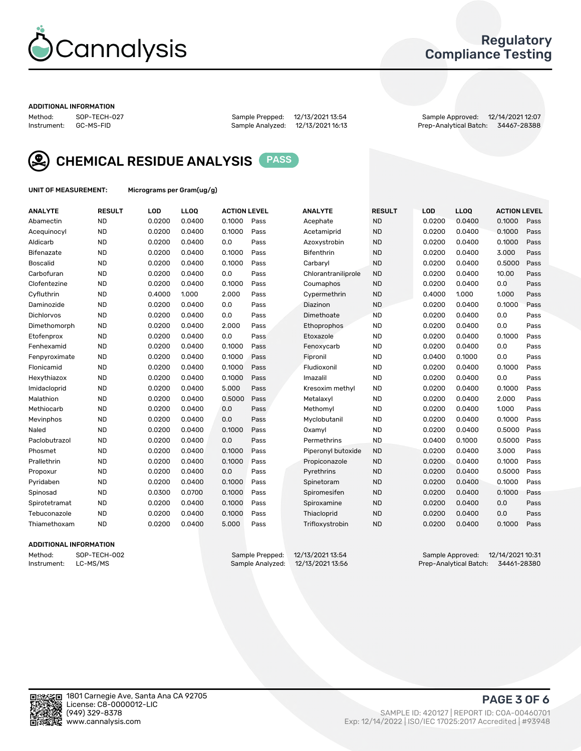# Cannalysis

## Regulatory Compliance Testing

**ADDITIONAL INFORMATION**

Method: SOP-TECH-027
Instrument: GC-MS-FID

Sample Prepped: 12/13/2021 13:54
Sample Analyzed: 12/13/2021 16:13

Sample Approved: 12/14/2021 12:07
Prep-Analytical Batch: 34467-28388

## CHEMICAL RESIDUE ANALYSIS PASS

**UNIT OF MEASUREMENT:** Micrograms per Gram(ug/g)

| ANALYTE | RESULT | LOD | LLOQ | ACTION LEVEL | | ANALYTE | RESULT | LOD | LLOQ | ACTION LEVEL | |
|---|---|---|---|---|---|---|---|---|---|---|---|
| Abamectin | ND | 0.0200 | 0.0400 | 0.1000 | Pass | Acephate | ND | 0.0200 | 0.0400 | 0.1000 | Pass |
| Acequinocyl | ND | 0.0200 | 0.0400 | 0.1000 | Pass | Acetamiprid | ND | 0.0200 | 0.0400 | 0.1000 | Pass |
| Aldicarb | ND | 0.0200 | 0.0400 | 0.0 | Pass | Azoxystrobin | ND | 0.0200 | 0.0400 | 0.1000 | Pass |
| Bifenazate | ND | 0.0200 | 0.0400 | 0.1000 | Pass | Bifenthrin | ND | 0.0200 | 0.0400 | 3.000 | Pass |
| Boscalid | ND | 0.0200 | 0.0400 | 0.1000 | Pass | Carbaryl | ND | 0.0200 | 0.0400 | 0.5000 | Pass |
| Carbofuran | ND | 0.0200 | 0.0400 | 0.0 | Pass | Chlorantraniliprole | ND | 0.0200 | 0.0400 | 10.00 | Pass |
| Clofentezine | ND | 0.0200 | 0.0400 | 0.1000 | Pass | Coumaphos | ND | 0.0200 | 0.0400 | 0.0 | Pass |
| Cyfluthrin | ND | 0.4000 | 1.000 | 2.000 | Pass | Cypermethrin | ND | 0.4000 | 1.000 | 1.000 | Pass |
| Daminozide | ND | 0.0200 | 0.0400 | 0.0 | Pass | Diazinon | ND | 0.0200 | 0.0400 | 0.1000 | Pass |
| Dichlorvos | ND | 0.0200 | 0.0400 | 0.0 | Pass | Dimethoate | ND | 0.0200 | 0.0400 | 0.0 | Pass |
| Dimethomorph | ND | 0.0200 | 0.0400 | 2.000 | Pass | Ethoprophos | ND | 0.0200 | 0.0400 | 0.0 | Pass |
| Etofenprox | ND | 0.0200 | 0.0400 | 0.0 | Pass | Etoxazole | ND | 0.0200 | 0.0400 | 0.1000 | Pass |
| Fenhexamid | ND | 0.0200 | 0.0400 | 0.1000 | Pass | Fenoxycarb | ND | 0.0200 | 0.0400 | 0.0 | Pass |
| Fenpyroximate | ND | 0.0200 | 0.0400 | 0.1000 | Pass | Fipronil | ND | 0.0400 | 0.1000 | 0.0 | Pass |
| Flonicamid | ND | 0.0200 | 0.0400 | 0.1000 | Pass | Fludioxonil | ND | 0.0200 | 0.0400 | 0.1000 | Pass |
| Hexythiazox | ND | 0.0200 | 0.0400 | 0.1000 | Pass | Imazalil | ND | 0.0200 | 0.0400 | 0.0 | Pass |
| Imidacloprid | ND | 0.0200 | 0.0400 | 5.000 | Pass | Kresoxim methyl | ND | 0.0200 | 0.0400 | 0.1000 | Pass |
| Malathion | ND | 0.0200 | 0.0400 | 0.5000 | Pass | Metalaxyl | ND | 0.0200 | 0.0400 | 2.000 | Pass |
| Methiocarb | ND | 0.0200 | 0.0400 | 0.0 | Pass | Methomyl | ND | 0.0200 | 0.0400 | 1.000 | Pass |
| Mevinphos | ND | 0.0200 | 0.0400 | 0.0 | Pass | Myclobutanil | ND | 0.0200 | 0.0400 | 0.1000 | Pass |
| Naled | ND | 0.0200 | 0.0400 | 0.1000 | Pass | Oxamyl | ND | 0.0200 | 0.0400 | 0.5000 | Pass |
| Paclobutrazol | ND | 0.0200 | 0.0400 | 0.0 | Pass | Permethrins | ND | 0.0400 | 0.1000 | 0.5000 | Pass |
| Phosmet | ND | 0.0200 | 0.0400 | 0.1000 | Pass | Piperonyl butoxide | ND | 0.0200 | 0.0400 | 3.000 | Pass |
| Prallethrin | ND | 0.0200 | 0.0400 | 0.1000 | Pass | Propiconazole | ND | 0.0200 | 0.0400 | 0.1000 | Pass |
| Propoxur | ND | 0.0200 | 0.0400 | 0.0 | Pass | Pyrethrins | ND | 0.0200 | 0.0400 | 0.5000 | Pass |
| Pyridaben | ND | 0.0200 | 0.0400 | 0.1000 | Pass | Spinetoram | ND | 0.0200 | 0.0400 | 0.1000 | Pass |
| Spinosad | ND | 0.0300 | 0.0700 | 0.1000 | Pass | Spiromesifen | ND | 0.0200 | 0.0400 | 0.1000 | Pass |
| Spirotetramat | ND | 0.0200 | 0.0400 | 0.1000 | Pass | Spiroxamine | ND | 0.0200 | 0.0400 | 0.0 | Pass |
| Tebuconazole | ND | 0.0200 | 0.0400 | 0.1000 | Pass | Thiacloprid | ND | 0.0200 | 0.0400 | 0.0 | Pass |
| Thiamethoxam | ND | 0.0200 | 0.0400 | 5.000 | Pass | Trifloxystrobin | ND | 0.0200 | 0.0400 | 0.1000 | Pass |

**ADDITIONAL INFORMATION**

Method: SOP-TECH-002
Instrument: LC-MS/MS

Sample Prepped: 12/13/2021 13:54
Sample Analyzed: 12/13/2021 13:56

Sample Approved: 12/14/2021 10:31
Prep-Analytical Batch: 34461-28380

1801 Carnegie Ave, Santa Ana CA 92705
License: C8-0000012-LIC
(949) 329-8378
www.cannalysis.com

SAMPLE ID: 420127 | REPORT ID: COA-00460701
Exp: 12/14/2022 | ISO/IEC 17025:2017 Accredited | #93948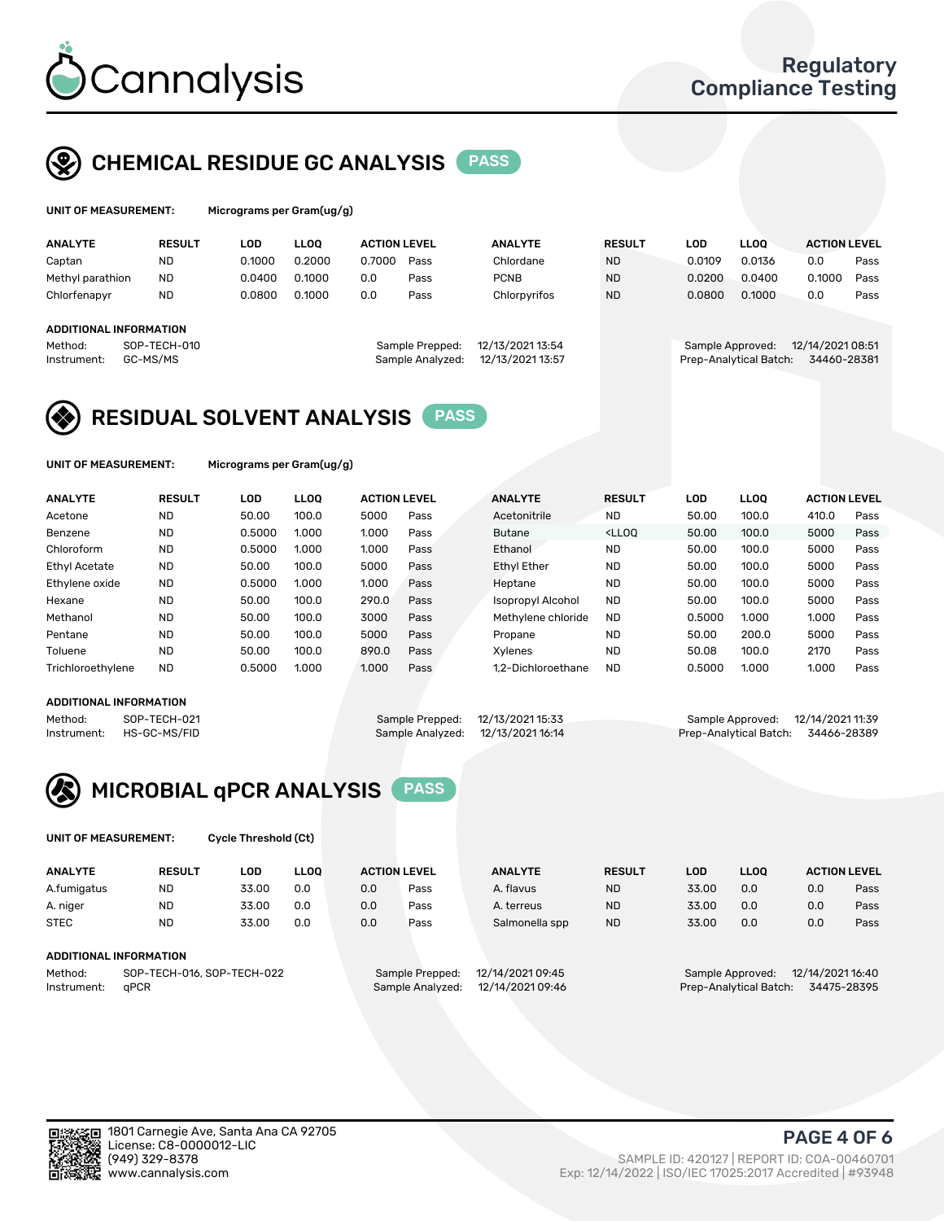# Cannalysis

Regulatory Compliance Testing

## CHEMICAL RESIDUE GC ANALYSIS PASS

**UNIT OF MEASUREMENT:** Micrograms per Gram(ug/g)

| ANALYTE | RESULT | LOD | LLOQ | ACTION LEVEL | | ANALYTE | RESULT | LOD | LLOQ | ACTION LEVEL | |
|---|---|---|---|---|---|---|---|---|---|---|---|
| Captan | ND | 0.1000 | 0.2000 | 0.7000 | Pass | Chlordane | ND | 0.0109 | 0.0136 | 0.0 | Pass |
| Methyl parathion | ND | 0.0400 | 0.1000 | 0.0 | Pass | PCNB | ND | 0.0200 | 0.0400 | 0.1000 | Pass |
| Chlorfenapyr | ND | 0.0800 | 0.1000 | 0.0 | Pass | Chlorpyrifos | ND | 0.0800 | 0.1000 | 0.0 | Pass |

**ADDITIONAL INFORMATION**

Method: SOP-TECH-010
Instrument: GC-MS/MS
Sample Prepped: 12/13/2021 13:54
Sample Analyzed: 12/13/2021 13:57
Sample Approved: 12/14/2021 08:51
Prep-Analytical Batch: 34460-28381

## RESIDUAL SOLVENT ANALYSIS PASS

**UNIT OF MEASUREMENT:** Micrograms per Gram(ug/g)

| ANALYTE | RESULT | LOD | LLOQ | ACTION LEVEL | | ANALYTE | RESULT | LOD | LLOQ | ACTION LEVEL | |
|---|---|---|---|---|---|---|---|---|---|---|---|
| Acetone | ND | 50.00 | 100.0 | 5000 | Pass | Acetonitrile | ND | 50.00 | 100.0 | 410.0 | Pass |
| Benzene | ND | 0.5000 | 1.000 | 1.000 | Pass | Butane | <LLOQ | 50.00 | 100.0 | 5000 | Pass |
| Chloroform | ND | 0.5000 | 1.000 | 1.000 | Pass | Ethanol | ND | 50.00 | 100.0 | 5000 | Pass |
| Ethyl Acetate | ND | 50.00 | 100.0 | 5000 | Pass | Ethyl Ether | ND | 50.00 | 100.0 | 5000 | Pass |
| Ethylene oxide | ND | 0.5000 | 1.000 | 1.000 | Pass | Heptane | ND | 50.00 | 100.0 | 5000 | Pass |
| Hexane | ND | 50.00 | 100.0 | 290.0 | Pass | Isopropyl Alcohol | ND | 50.00 | 100.0 | 5000 | Pass |
| Methanol | ND | 50.00 | 100.0 | 3000 | Pass | Methylene chloride | ND | 0.5000 | 1.000 | 1.000 | Pass |
| Pentane | ND | 50.00 | 100.0 | 5000 | Pass | Propane | ND | 50.00 | 200.0 | 5000 | Pass |
| Toluene | ND | 50.00 | 100.0 | 890.0 | Pass | Xylenes | ND | 50.08 | 100.0 | 2170 | Pass |
| Trichloroethylene | ND | 0.5000 | 1.000 | 1.000 | Pass | 1,2-Dichloroethane | ND | 0.5000 | 1.000 | 1.000 | Pass |

**ADDITIONAL INFORMATION**

Method: SOP-TECH-021
Instrument: HS-GC-MS/FID
Sample Prepped: 12/13/2021 15:33
Sample Analyzed: 12/13/2021 16:14
Sample Approved: 12/14/2021 11:39
Prep-Analytical Batch: 34466-28389

## MICROBIAL qPCR ANALYSIS PASS

**UNIT OF MEASUREMENT:** Cycle Threshold (Ct)

| ANALYTE | RESULT | LOD | LLOQ | ACTION LEVEL | | ANALYTE | RESULT | LOD | LLOQ | ACTION LEVEL | |
|---|---|---|---|---|---|---|---|---|---|---|---|
| A.fumigatus | ND | 33.00 | 0.0 | 0.0 | Pass | A. flavus | ND | 33.00 | 0.0 | 0.0 | Pass |
| A. niger | ND | 33.00 | 0.0 | 0.0 | Pass | A. terreus | ND | 33.00 | 0.0 | 0.0 | Pass |
| STEC | ND | 33.00 | 0.0 | 0.0 | Pass | Salmonella spp | ND | 33.00 | 0.0 | 0.0 | Pass |

**ADDITIONAL INFORMATION**

Method: SOP-TECH-016, SOP-TECH-022
Instrument: qPCR
Sample Prepped: 12/14/2021 09:45
Sample Analyzed: 12/14/2021 09:46
Sample Approved: 12/14/2021 16:40
Prep-Analytical Batch: 34475-28395

1801 Carnegie Ave, Santa Ana CA 92705
License: C8-0000012-LIC
(949) 329-8378
www.cannalysis.com

SAMPLE ID: 420127 | REPORT ID: COA-00460701
Exp: 12/14/2022 | ISO/IEC 17025:2017 Accredited | #93948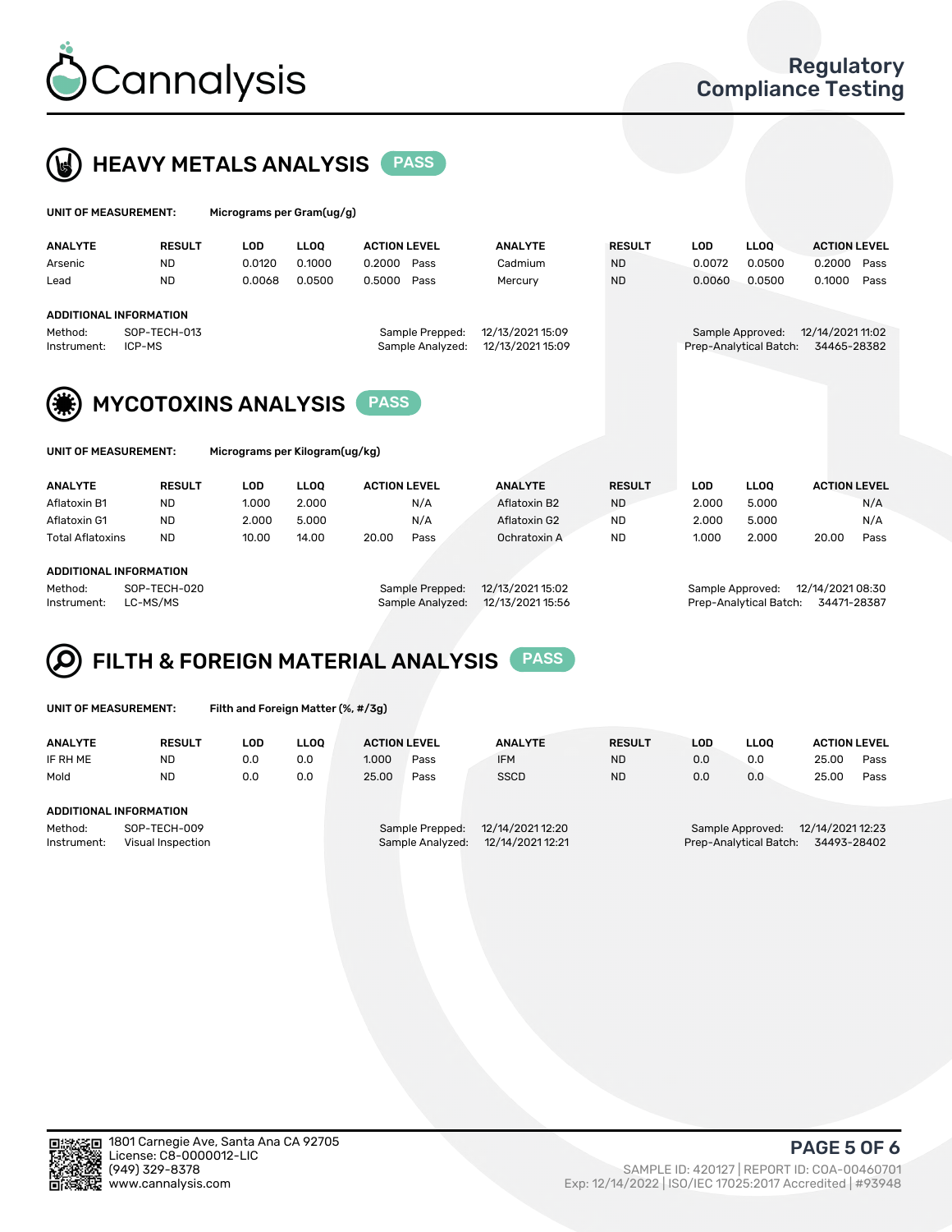# Cannalysis

## Regulatory Compliance Testing

## HEAVY METALS ANALYSIS PASS

**UNIT OF MEASUREMENT:** Micrograms per Gram(ug/g)

| ANALYTE | RESULT | LOD | LLOQ | ACTION LEVEL | | ANALYTE | RESULT | LOD | LLOQ | ACTION LEVEL | |
|---|---|---|---|---|---|---|---|---|---|---|---|
| Arsenic | ND | 0.0120 | 0.1000 | 0.2000 | Pass | Cadmium | ND | 0.0072 | 0.0500 | 0.2000 | Pass |
| Lead | ND | 0.0068 | 0.0500 | 0.5000 | Pass | Mercury | ND | 0.0060 | 0.0500 | 0.1000 | Pass |

**ADDITIONAL INFORMATION**

Method: SOP-TECH-013
Instrument: ICP-MS
Sample Prepped: 12/13/2021 15:09
Sample Analyzed: 12/13/2021 15:09
Sample Approved: 12/14/2021 11:02
Prep-Analytical Batch: 34465-28382

## MYCOTOXINS ANALYSIS PASS

**UNIT OF MEASUREMENT:** Micrograms per Kilogram(ug/kg)

| ANALYTE | RESULT | LOD | LLOQ | ACTION LEVEL | | ANALYTE | RESULT | LOD | LLOQ | ACTION LEVEL | |
|---|---|---|---|---|---|---|---|---|---|---|---|
| Aflatoxin B1 | ND | 1.000 | 2.000 | | N/A | Aflatoxin B2 | ND | 2.000 | 5.000 | | N/A |
| Aflatoxin G1 | ND | 2.000 | 5.000 | | N/A | Aflatoxin G2 | ND | 2.000 | 5.000 | | N/A |
| Total Aflatoxins | ND | 10.00 | 14.00 | 20.00 | Pass | Ochratoxin A | ND | 1.000 | 2.000 | 20.00 | Pass |

**ADDITIONAL INFORMATION**

Method: SOP-TECH-020
Instrument: LC-MS/MS
Sample Prepped: 12/13/2021 15:02
Sample Analyzed: 12/13/2021 15:56
Sample Approved: 12/14/2021 08:30
Prep-Analytical Batch: 34471-28387

## FILTH & FOREIGN MATERIAL ANALYSIS PASS

**UNIT OF MEASUREMENT:** Filth and Foreign Matter (%, #/3g)

| ANALYTE | RESULT | LOD | LLOQ | ACTION LEVEL | | ANALYTE | RESULT | LOD | LLOQ | ACTION LEVEL | |
|---|---|---|---|---|---|---|---|---|---|---|---|
| IF RH ME | ND | 0.0 | 0.0 | 1.000 | Pass | IFM | ND | 0.0 | 0.0 | 25.00 | Pass |
| Mold | ND | 0.0 | 0.0 | 25.00 | Pass | SSCD | ND | 0.0 | 0.0 | 25.00 | Pass |

**ADDITIONAL INFORMATION**

Method: SOP-TECH-009
Instrument: Visual Inspection
Sample Prepped: 12/14/2021 12:20
Sample Analyzed: 12/14/2021 12:21
Sample Approved: 12/14/2021 12:23
Prep-Analytical Batch: 34493-28402

1801 Carnegie Ave, Santa Ana CA 92705
License: C8-0000012-LIC
(949) 329-8378
www.cannalysis.com

SAMPLE ID: 420127 | REPORT ID: COA-00460701
Exp: 12/14/2022 | ISO/IEC 17025:2017 Accredited | #93948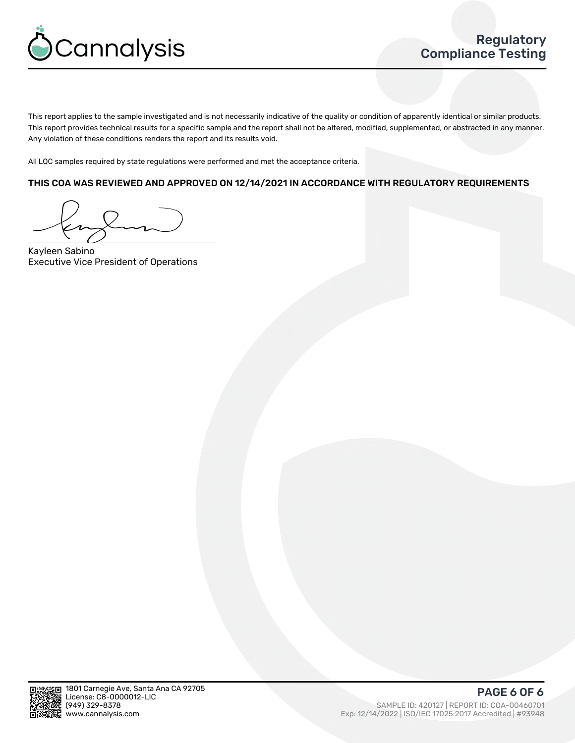This report applies to the sample investigated and is not necessarily indicative of the quality or condition of apparently identical or similar products. This report provides technical results for a specific sample and the report shall not be altered, modified, supplemented, or abstracted in any manner. Any violation of these conditions renders the report and its results void.

All LQC samples required by state regulations were performed and met the acceptance criteria.

**THIS COA WAS REVIEWED AND APPROVED ON 12/14/2021 IN ACCORDANCE WITH REGULATORY REQUIREMENTS**

Kayleen Sabino
Executive Vice President of Operations